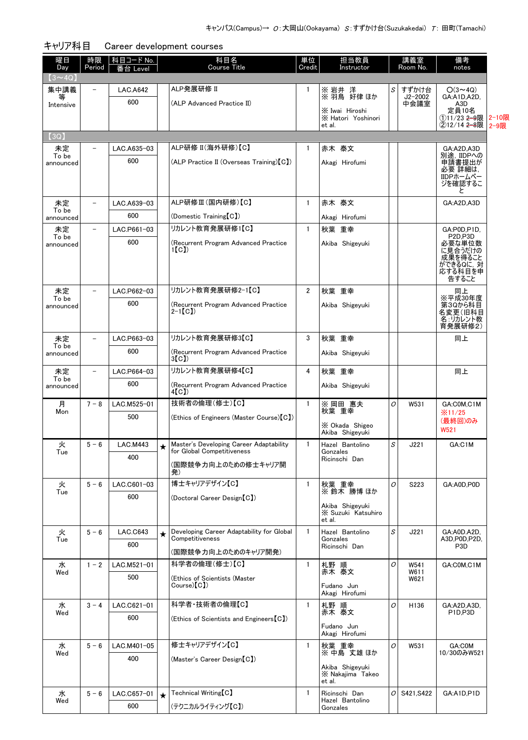キャンパス(Campus)→ O:大岡山(Ookayama) S:すずかけ台(Suzukakedai) T: 田町(Tamachi)

## キャリア科目　Career development courses

| 曜日 Day | 時限 Period | 科目コード No. 番台 Level | | 科目名 Course Title | 単位 Credit | 担当教員 Instructor | | 講義室 Room No. | 備考 notes |
|---|---|---|---|---|---|---|---|---|---|
| 【3～4Q】 | | | | | | | | | |
| 集中講義等 Intensive | – | LAC.A642 600 | | ALP発展研修Ⅱ (ALP Advanced Practice II) | 1 | ※ 岩井　洋 ※ 羽鳥　好律 ほか ※ Iwai　Hiroshi ※ Hatori　Yoshinori et al. | S | すずかけ台 J2-2002 中会議室 | O(3～4Q) GA:A1D,A2D,A3D 定員10名 ①11/23 ~~2-9限~~ 2-10限 ②12/14 ~~2-8限~~ 2-9限 |
| 【3Q】 | | | | | | | | | |
| 未定 To be announced | – | LAC.A635-03 600 | | ALP研修Ⅱ(海外研修)【C】 (ALP Practice II (Overseas Training)【C】) | 1 | 赤木　泰文 Akagi　Hirofumi | | | GA:A2D,A3D 別途，IIDPへの申請書提出が必要 詳細は，IIDPホームページを確認すること |
| 未定 To be announced | – | LAC.A639-03 600 | | ALP研修Ⅲ(国内研修)【C】 (Domestic Training【C】) | 1 | 赤木　泰文 Akagi　Hirofumi | | | GA:A2D,A3D |
| 未定 To be announced | – | LAC.P661-03 600 | | リカレント教育発展研修1【C】 (Recurrent Program Advanced Practice 1【C】) | 1 | 秋葉　重幸 Akiba　Shigeyuki | | | GA:P0D,P1D,P2D,P3D 必要な単位数に見合うだけの成果を得ることができるQに，対応する科目を申告すること |
| 未定 To be announced | – | LAC.P662-03 600 | | リカレント教育発展研修2-1【C】 (Recurrent Program Advanced Practice 2-1【C】) | 2 | 秋葉　重幸 Akiba　Shigeyuki | | | 同上 ※平成30年度第3Qから科目名変更(旧科目名:リカレント教育発展研修2) |
| 未定 To be announced | – | LAC.P663-03 600 | | リカレント教育発展研修3【C】 (Recurrent Program Advanced Practice 3【C】) | 3 | 秋葉　重幸 Akiba　Shigeyuki | | | 同上 |
| 未定 To be announced | – | LAC.P664-03 600 | | リカレント教育発展研修4【C】 (Recurrent Program Advanced Practice 4【C】) | 4 | 秋葉　重幸 Akiba　Shigeyuki | | | 同上 |
| 月 Mon | 7－8 | LAC.M525-01 500 | | 技術者の倫理(修士)【C】 (Ethics of Engineers (Master Course)【C】) | 1 | ※ 岡田　恵夫 秋葉　重幸 ※ Okada　Shigeo Akiba　Shigeyuki | O | W531 | GA:C0M,C1M ※11/25(最終回)のみW521 |
| 火 Tue | 5－6 | LAC.M443 400 | ★ | Master's Developing Career Adaptability for Global Competitiveness (国際競争力向上のための修士キャリア開発) | 1 | Hazel　Bantolino Gonzales Ricinschi　Dan | S | J221 | GA:C1M |
| 火 Tue | 5－6 | LAC.C601-03 600 | | 博士キャリアデザイン【C】 (Doctoral Career Design【C】) | 1 | 秋葉　重幸 ※ 鈴木　勝博 ほか Akiba　Shigeyuki ※ Suzuki　Katsuhiro et al. | O | S223 | GA:A0D,P0D |
| 火 Tue | 5－6 | LAC.C643 600 | ★ | Developing Career Adaptability for Global Competitiveness (国際競争力向上のためのキャリア開発) | 1 | Hazel　Bantolino Gonzales Ricinschi　Dan | S | J221 | GA:A0D,A2D,A3D,P0D,P2D,P3D |
| 水 Wed | 1－2 | LAC.M521-01 500 | | 科学者の倫理(修士)【C】 (Ethics of Scientists (Master Course)【C】) | 1 | 札野　順 赤木　泰文 Fudano　Jun Akagi　Hirofumi | O | W541 W611 W621 | GA:C0M,C1M |
| 水 Wed | 3－4 | LAC.C621-01 600 | | 科学者・技術者の倫理【C】 (Ethics of Scientists and Engineers【C】) | 1 | 札野　順 赤木　泰文 Fudano　Jun Akagi　Hirofumi | O | H136 | GA:A2D,A3D,P1D,P3D |
| 水 Wed | 5－6 | LAC.M401-05 400 | | 修士キャリアデザイン【C】 (Master's Career Design【C】) | 1 | 秋葉　重幸 ※ 中島　丈雄 ほか Akiba　Shigeyuki ※ Nakajima　Takeo et al. | O | W531 | GA:C0M 10/30のみW521 |
| 水 Wed | 5－6 | LAC.C657-01 600 | ★ | Technical Writing【C】 (テクニカルライティング【C】) | 1 | Ricinschi　Dan Hazel　Bantolino Gonzales | O | S421,S422 | GA:A1D,P1D |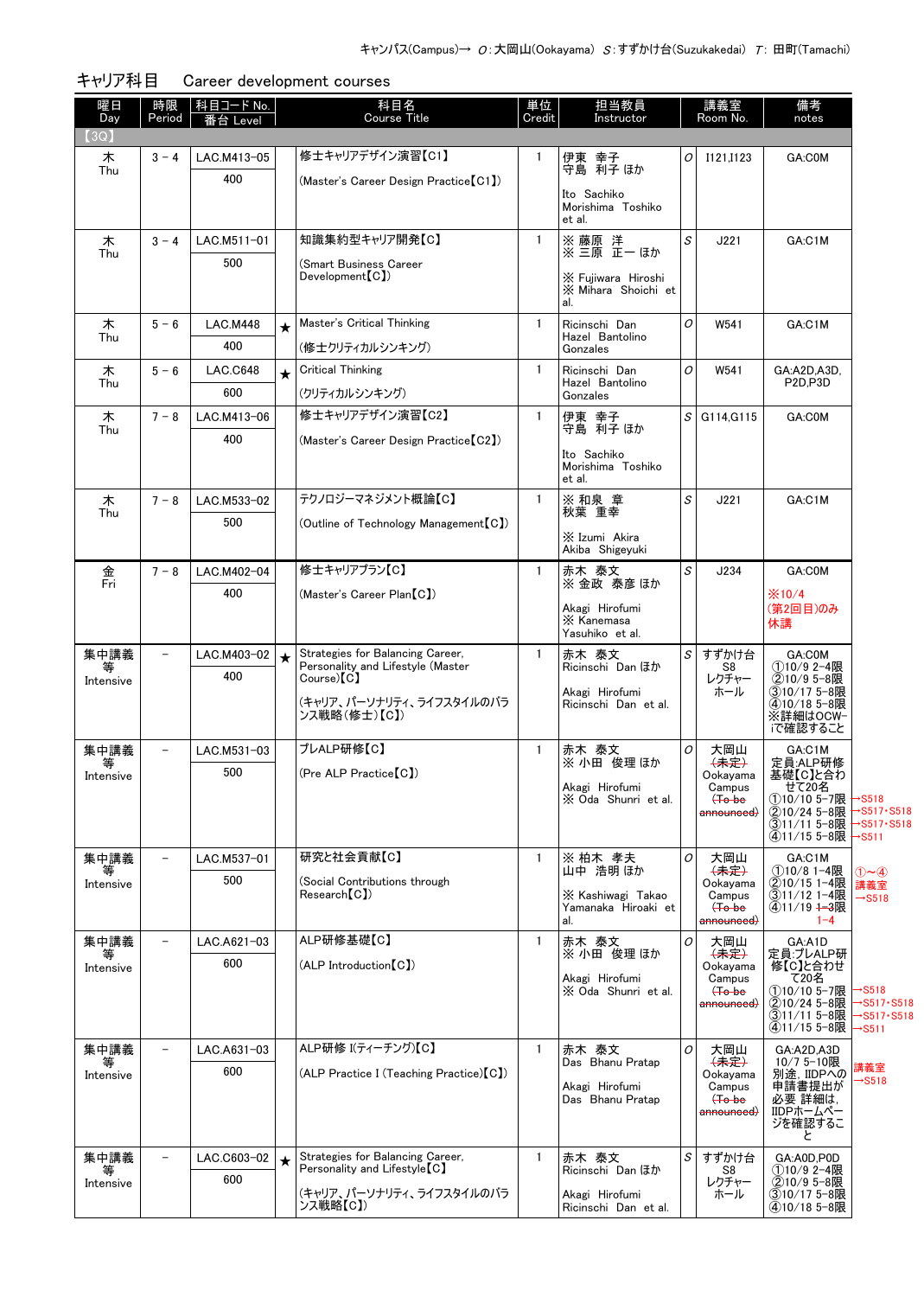キャンパス(Campus)→ O：大岡山(Ookayama) S：すずかけ台(Suzukakedai) T：田町(Tamachi)

## キャリア科目　Career development courses

| 曜日 Day | 時限 Period | 科目コード No. 番台 Level | | 科目名 Course Title | 単位 Credit | 担当教員 Instructor | | 講義室 Room No. | 備考 notes |
|---|---|---|---|---|---|---|---|---|---|
| 【3Q】 | | | | | | | | | |
| 木 Thu | 3－4 | LAC.M413-05 400 | | 修士キャリアデザイン演習【C1】 (Master's Career Design Practice【C1】) | 1 | 伊東 幸子 守島 利子 ほか Ito Sachiko Morishima Toshiko et al. | O | I121,I123 | GA:C0M |
| 木 Thu | 3－4 | LAC.M511-01 500 | | 知識集約型キャリア開発【C】 (Smart Business Career Development【C】) | 1 | ※ 藤原 洋 ※ 三原 正一 ほか ※ Fujiwara Hiroshi ※ Mihara Shoichi et al. | S | J221 | GA:C1M |
| 木 Thu | 5－6 | LAC.M448 400 | ★ | Master's Critical Thinking (修士クリティカルシンキング) | 1 | Ricinschi Dan Hazel Bantolino Gonzales | O | W541 | GA:C1M |
| 木 Thu | 5－6 | LAC.C648 600 | ★ | Critical Thinking (クリティカルシンキング) | 1 | Ricinschi Dan Hazel Bantolino Gonzales | O | W541 | GA:A2D,A3D, P2D,P3D |
| 木 Thu | 7－8 | LAC.M413-06 400 | | 修士キャリアデザイン演習【C2】 (Master's Career Design Practice【C2】) | 1 | 伊東 幸子 守島 利子 ほか Ito Sachiko Morishima Toshiko et al. | S | G114,G115 | GA:C0M |
| 木 Thu | 7－8 | LAC.M533-02 500 | | テクノロジーマネジメント概論【C】 (Outline of Technology Management【C】) | 1 | ※ 和泉 章 秋葉 重幸 ※ Izumi Akira Akiba Shigeyuki | S | J221 | GA:C1M |
| 金 Fri | 7－8 | LAC.M402-04 400 | | 修士キャリアプラン【C】 (Master's Career Plan【C】) | 1 | 赤木 泰文 ※ 金政 泰彦 ほか Akagi Hirofumi ※ Kanemasa Yasuhiko et al. | S | J234 | GA:C0M ※10/4 (第2回目)のみ休講 |
| 集中講義等 Intensive | － | LAC.M403-02 400 | ★ | Strategies for Balancing Career, Personality and Lifestyle (Master Course)【C】 (キャリア、パーソナリティ、ライフスタイルのバランス戦略(修士)【C】) | 1 | 赤木 泰文 Ricinschi Dan ほか Akagi Hirofumi Ricinschi Dan et al. | S | すずかけ台 S8 レクチャーホール | GA:C0M ①10/9 2–4限 ②10/9 5–8限 ③10/17 5–8限 ④10/18 5–8限 ※詳細はOCW-iで確認すること |
| 集中講義等 Intensive | － | LAC.M531-03 500 | | プレALP研修【C】 (Pre ALP Practice【C】) | 1 | 赤木 泰文 ※ 小田 俊理 ほか Akagi Hirofumi ※ Oda Shunri et al. | O | 大岡山 ~~(未定)~~ Ookayama Campus ~~(To be announced)~~ | GA:C1M 定員:ALP研修基礎【C】と合わせて20名 ①10/10 5–7限 →S518 ②10/24 5–8限 →S517・S518 ③11/11 5–8限 →S517・S518 ④11/15 5–8限 →S511 |
| 集中講義等 Intensive | － | LAC.M537-01 500 | | 研究と社会貢献【C】 (Social Contributions through Research【C】) | 1 | ※ 柏木 孝夫 山中 浩明 ほか ※ Kashiwagi Takao Yamanaka Hiroaki et al. | O | 大岡山 ~~(未定)~~ Ookayama Campus ~~(To be announced)~~ | GA:C1M ①10/8 1–4限 ②10/15 1–4限 ③11/12 1–4限 ④11/19 ~~1–3限~~ 1–4 ①～④講義室→S518 |
| 集中講義等 Intensive | － | LAC.A621-03 600 | | ALP研修基礎【C】 (ALP Introduction【C】) | 1 | 赤木 泰文 ※ 小田 俊理 ほか Akagi Hirofumi ※ Oda Shunri et al. | O | 大岡山 ~~(未定)~~ Ookayama Campus ~~(To be announced)~~ | GA:A1D 定員:プレALP研修【C】と合わせて20名 ①10/10 5–7限 →S518 ②10/24 5–8限 →S517・S518 ③11/11 5–8限 →S517・S518 ④11/15 5–8限 →S511 |
| 集中講義等 Intensive | － | LAC.A631-03 600 | | ALP研修 I(ティーチング)【C】 (ALP Practice I (Teaching Practice)【C】) | 1 | 赤木 泰文 Das Bhanu Pratap Akagi Hirofumi Das Bhanu Pratap | O | 大岡山 ~~(未定)~~ Ookayama Campus ~~(To be announced)~~ | GA:A2D,A3D 10/7 5–10限 講義室→S518 別途、IIDPへの申請書提出が必要 詳細は、IIDPホームページを確認すること |
| 集中講義等 Intensive | － | LAC.C603-02 600 | ★ | Strategies for Balancing Career, Personality and Lifestyle【C】 (キャリア、パーソナリティ、ライフスタイルのバランス戦略【C】) | 1 | 赤木 泰文 Ricinschi Dan ほか Akagi Hirofumi Ricinschi Dan et al. | S | すずかけ台 S8 レクチャーホール | GA:A0D,P0D ①10/9 2–4限 ②10/9 5–8限 ③10/17 5–8限 ④10/18 5–8限 |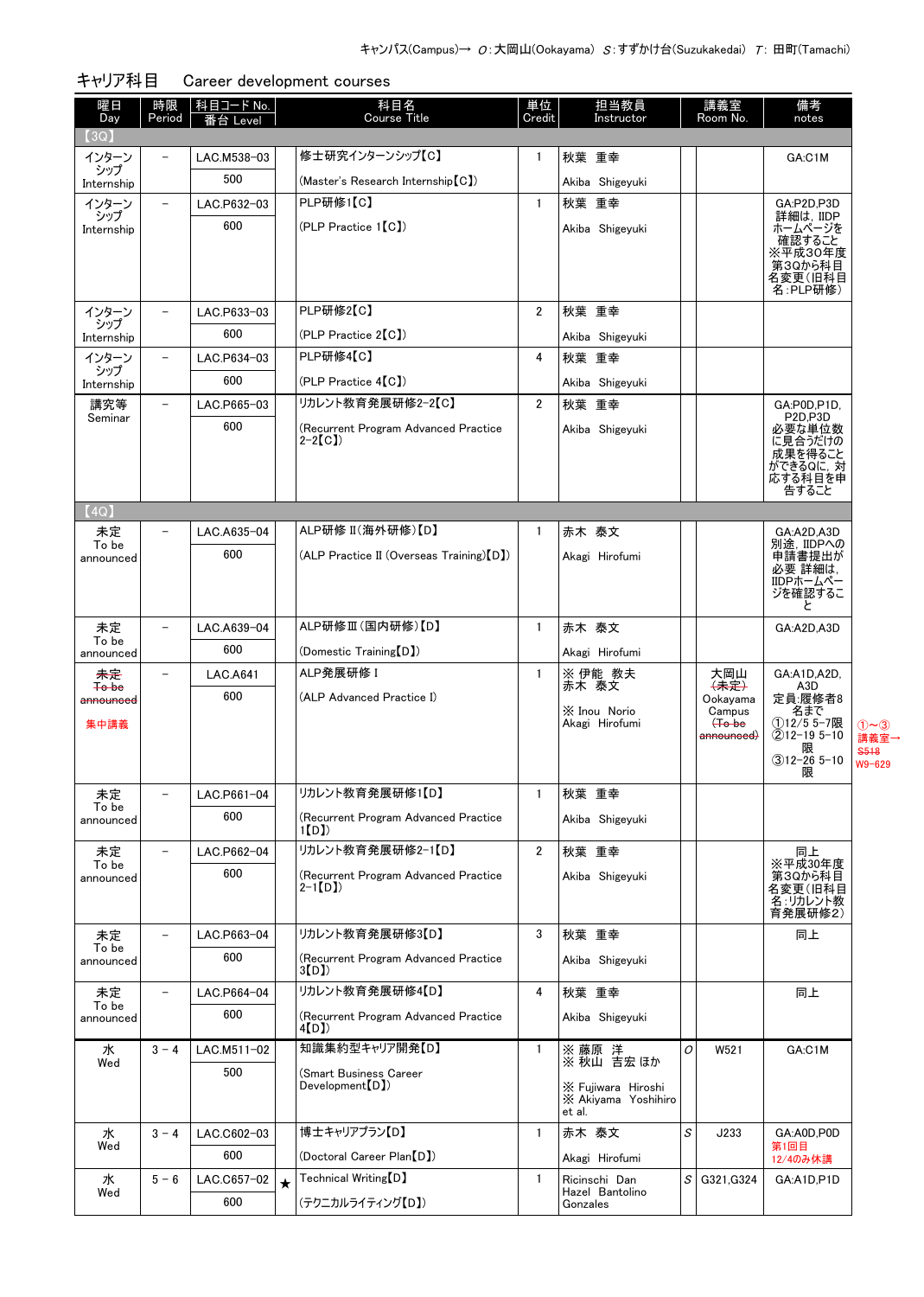キャンパス(Campus)→ O:大岡山(Ookayama) S:すずかけ台(Suzukakedai) T: 田町(Tamachi)

## キャリア科目　Career development courses

| 曜日 Day | 時限 Period | 科目コード No. 番台 Level | | 科目名 Course Title | 単位 Credit | 担当教員 Instructor | | 講義室 Room No. | 備考 notes |
|---|---|---|---|---|---|---|---|---|---|
| 【3Q】 | | | | | | | | | |
| インターンシップ Internship | － | LAC.M538-03 500 | | 修士研究インターンシップ【C】 (Master's Research Internship【C】) | 1 | 秋葉 重幸 Akiba Shigeyuki | | | GA:C1M |
| インターンシップ Internship | － | LAC.P632-03 600 | | PLP研修1【C】 (PLP Practice 1【C】) | 1 | 秋葉 重幸 Akiba Shigeyuki | | | GA:P2D,P3D 詳細は，IIDPホームページを確認すること ※平成30年度第3Qから科目名変更（旧科目名：PLP研修） |
| インターンシップ Internship | － | LAC.P633-03 600 | | PLP研修2【C】 (PLP Practice 2【C】) | 2 | 秋葉 重幸 Akiba Shigeyuki | | | |
| インターンシップ Internship | － | LAC.P634-03 600 | | PLP研修4【C】 (PLP Practice 4【C】) | 4 | 秋葉 重幸 Akiba Shigeyuki | | | |
| 講究等 Seminar | － | LAC.P665-03 600 | | リカレント教育発展研修2-2【C】 (Recurrent Program Advanced Practice 2-2【C】) | 2 | 秋葉 重幸 Akiba Shigeyuki | | | GA:P0D,P1D, P2D,P3D 必要な単位数に見合うだけの成果を得ることができるQに，対応する科目を申告すること |
| 【4Q】 | | | | | | | | | |
| 未定 To be announced | － | LAC.A635-04 600 | | ALP研修Ⅱ(海外研修)【D】 (ALP Practice Ⅱ (Overseas Training)【D】) | 1 | 赤木 泰文 Akagi Hirofumi | | | GA:A2D,A3D 別途，IIDPへの申請書提出が必要 詳細は，IIDPホームページを確認すること |
| 未定 To be announced | － | LAC.A639-04 600 | | ALP研修Ⅲ(国内研修)【D】 (Domestic Training【D】) | 1 | 赤木 泰文 Akagi Hirofumi | | | GA:A2D,A3D |
| ~~未定 To be announced~~ 集中講義 | － | LAC.A641 600 | | ALP発展研修Ⅰ (ALP Advanced Practice Ⅰ) | 1 | ※ 伊能 教夫 赤木 泰文 ※ Inou Norio Akagi Hirofumi | | 大岡山 ~~(未定)~~ Ookayama Campus ~~(To be announced)~~ | GA:A1D,A2D, A3D 定員:履修者8名まで ①12/5 5-7限 ②12-19 5-10限 ③12-26 5-10限 (①～③講義室→ ~~S518~~ W9-629) |
| 未定 To be announced | － | LAC.P661-04 600 | | リカレント教育発展研修1【D】 (Recurrent Program Advanced Practice 1【D】) | 1 | 秋葉 重幸 Akiba Shigeyuki | | | |
| 未定 To be announced | － | LAC.P662-04 600 | | リカレント教育発展研修2-1【D】 (Recurrent Program Advanced Practice 2-1【D】) | 2 | 秋葉 重幸 Akiba Shigeyuki | | | 同上 ※平成30年度第3Qから科目名変更（旧科目名：リカレント教育発展研修2） |
| 未定 To be announced | － | LAC.P663-04 600 | | リカレント教育発展研修3【D】 (Recurrent Program Advanced Practice 3【D】) | 3 | 秋葉 重幸 Akiba Shigeyuki | | | 同上 |
| 未定 To be announced | － | LAC.P664-04 600 | | リカレント教育発展研修4【D】 (Recurrent Program Advanced Practice 4【D】) | 4 | 秋葉 重幸 Akiba Shigeyuki | | | 同上 |
| 水 Wed | 3－4 | LAC.M511-02 500 | | 知識集約型キャリア開発【D】 (Smart Business Career Development【D】) | 1 | ※ 藤原 洋 ※ 秋山 吉宏 ほか ※ Fujiwara Hiroshi ※ Akiyama Yoshihiro et al. | O | W521 | GA:C1M |
| 水 Wed | 3－4 | LAC.C602-03 600 | | 博士キャリアプラン【D】 (Doctoral Career Plan【D】) | 1 | 赤木 泰文 Akagi Hirofumi | S | J233 | GA:A0D,P0D 第1回目 12/4のみ休講 |
| 水 Wed | 5－6 | LAC.C657-02 600 | ★ | Technical Writing【D】 (テクニカルライティング【D】) | 1 | Ricinschi Dan Hazel Bantolino Gonzales | S | G321,G324 | GA:A1D,P1D |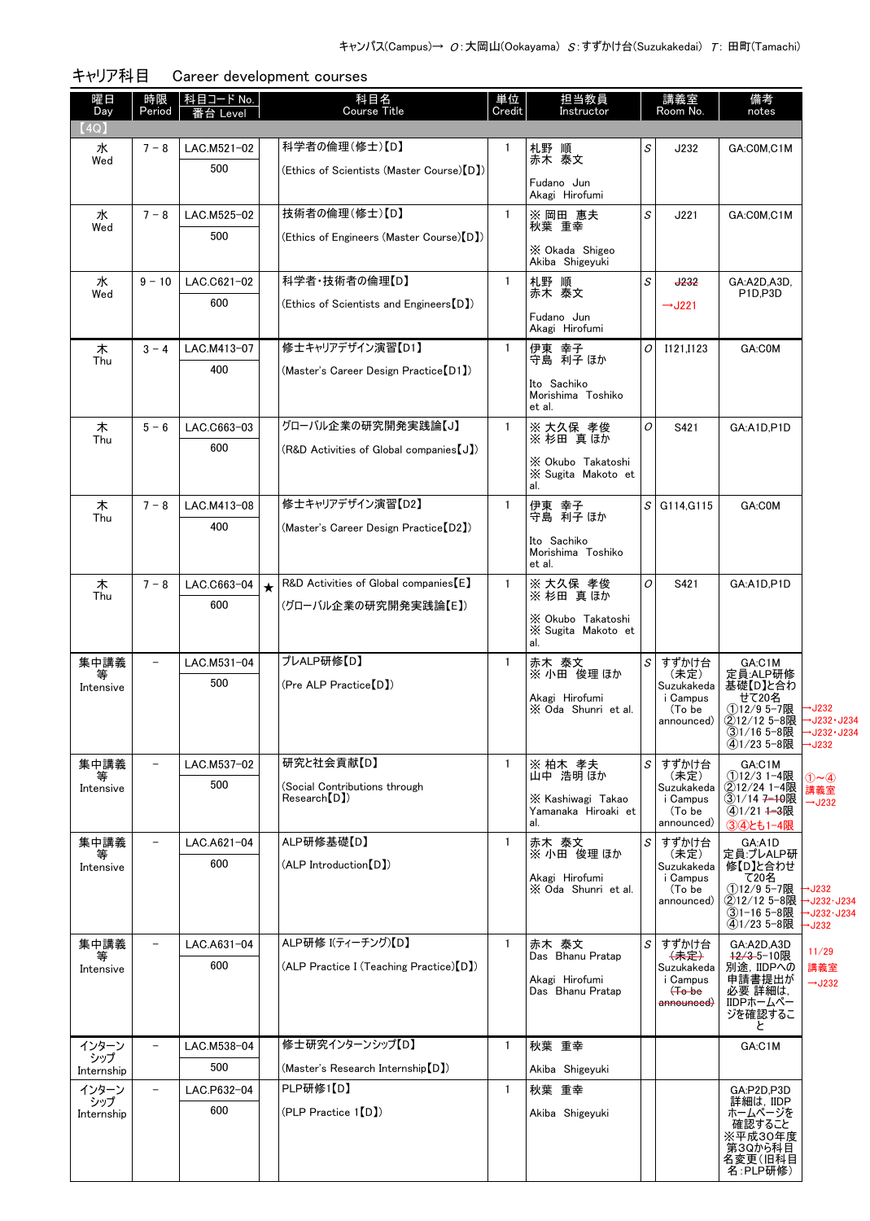キャンパス(Campus)→ O：大岡山(Ookayama) S：すずかけ台(Suzukakedai) T：田町(Tamachi)

## キャリア科目　Career development courses

| 曜日 Day | 時限 Period | 科目コード No. 番台 Level | | 科目名 Course Title | 単位 Credit | 担当教員 Instructor | | 講義室 Room No. | 備考 notes | |
|---|---|---|---|---|---|---|---|---|---|---|
| 【4Q】 | | | | | | | | | | |
| 水 Wed | 7－8 | LAC.M521-02 500 | | 科学者の倫理(修士)【D】 (Ethics of Scientists (Master Course)【D】) | 1 | 札野 順 赤木 泰文 Fudano Jun Akagi Hirofumi | S | J232 | GA:C0M,C1M | |
| 水 Wed | 7－8 | LAC.M525-02 500 | | 技術者の倫理(修士)【D】 (Ethics of Engineers (Master Course)【D】) | 1 | ※岡田 惠夫 秋葉 重幸 ※Okada Shigeo Akiba Shigeyuki | S | J221 | GA:C0M,C1M | |
| 水 Wed | 9－10 | LAC.C621-02 600 | | 科学者・技術者の倫理【D】 (Ethics of Scientists and Engineers【D】) | 1 | 札野 順 赤木 泰文 Fudano Jun Akagi Hirofumi | S | ~~J232~~ →J221 | GA:A2D,A3D, P1D,P3D | |
| 木 Thu | 3－4 | LAC.M413-07 400 | | 修士キャリアデザイン演習【D1】 (Master's Career Design Practice【D1】) | 1 | 伊東 幸子 守島 利子 ほか Ito Sachiko Morishima Toshiko et al. | O | I121,I123 | GA:C0M | |
| 木 Thu | 5－6 | LAC.C663-03 600 | | グローバル企業の研究開発実践論【J】 (R&D Activities of Global companies【J】) | 1 | ※大久保 孝俊 ※杉田 真 ほか ※Okubo Takatoshi ※Sugita Makoto et al. | O | S421 | GA:A1D,P1D | |
| 木 Thu | 7－8 | LAC.M413-08 400 | | 修士キャリアデザイン演習【D2】 (Master's Career Design Practice【D2】) | 1 | 伊東 幸子 守島 利子 ほか Ito Sachiko Morishima Toshiko et al. | S | G114,G115 | GA:C0M | |
| 木 Thu | 7－8 | LAC.C663-04 600 | ★ | R&D Activities of Global companies【E】 (グローバル企業の研究開発実践論【E】) | 1 | ※大久保 孝俊 ※杉田 真 ほか ※Okubo Takatoshi ※Sugita Makoto et al. | O | S421 | GA:A1D,P1D | |
| 集中講義等 Intensive | － | LAC.M531-04 500 | | プレALP研修【D】 (Pre ALP Practice【D】) | 1 | 赤木 泰文 ※小田 俊理 ほか Akagi Hirofumi ※Oda Shunri et al. | S | すずかけ台(未定) Suzukakedai Campus (To be announced) | GA:C1M 定員:ALP研修基礎【D】と合わせて20名 ①12/9 5-7限 ②12/12 5-8限 ③1/16 5-8限 ④1/23 5-8限 | →J232 →J232・J234 →J232・J234 →J232 |
| 集中講義等 Intensive | － | LAC.M537-02 500 | | 研究と社会貢献【D】 (Social Contributions through Research【D】) | 1 | ※柏木 孝夫 山中 浩明 ほか ※Kashiwagi Takao Yamanaka Hiroaki et al. | S | すずかけ台(未定) Suzukakedai Campus (To be announced) | GA:C1M ①12/3 1-4限 ②12/24 1-4限 ③1/14 ~~7-10~~限 ④1/21 ~~1-3~~限 ③④とも1-4限 | ①～④講義室 →J232 |
| 集中講義等 Intensive | － | LAC.A621-04 600 | | ALP研修基礎【D】 (ALP Introduction【D】) | 1 | 赤木 泰文 ※小田 俊理 ほか Akagi Hirofumi ※Oda Shunri et al. | S | すずかけ台(未定) Suzukakedai Campus (To be announced) | GA:A1D 定員:プレALP研修【D】と合わせて20名 ①12/9 5-7限 ②12/12 5-8限 ③1-16 5-8限 ④1/23 5-8限 | →J232 →J232・J234 →J232・J234 →J232 |
| 集中講義等 Intensive | － | LAC.A631-04 600 | | ALP研修 I(ティーチング)【D】 (ALP Practice I (Teaching Practice)【D】) | 1 | 赤木 泰文 Das Bhanu Pratap Akagi Hirofumi Das Bhanu Pratap | S | すずかけ台 ~~(未定)~~ Suzukakedai Campus ~~(To be announced)~~ | GA:A2D,A3D ~~12/3~~ 5-10限 別途, IIDPへの申請書提出が必要 詳細は, IIDPホームページを確認すること | 11/29 講義室 →J232 |
| インターンシップ Internship | － | LAC.M538-04 500 | | 修士研究インターンシップ【D】 (Master's Research Internship【D】) | 1 | 秋葉 重幸 Akiba Shigeyuki | | | GA:C1M | |
| インターンシップ Internship | － | LAC.P632-04 600 | | PLP研修1【D】 (PLP Practice 1【D】) | 1 | 秋葉 重幸 Akiba Shigeyuki | | | GA:P2D,P3D 詳細は, IIDPホームページを確認すること ※平成30年度第3Qから科目名変更(旧科目名:PLP研修) | |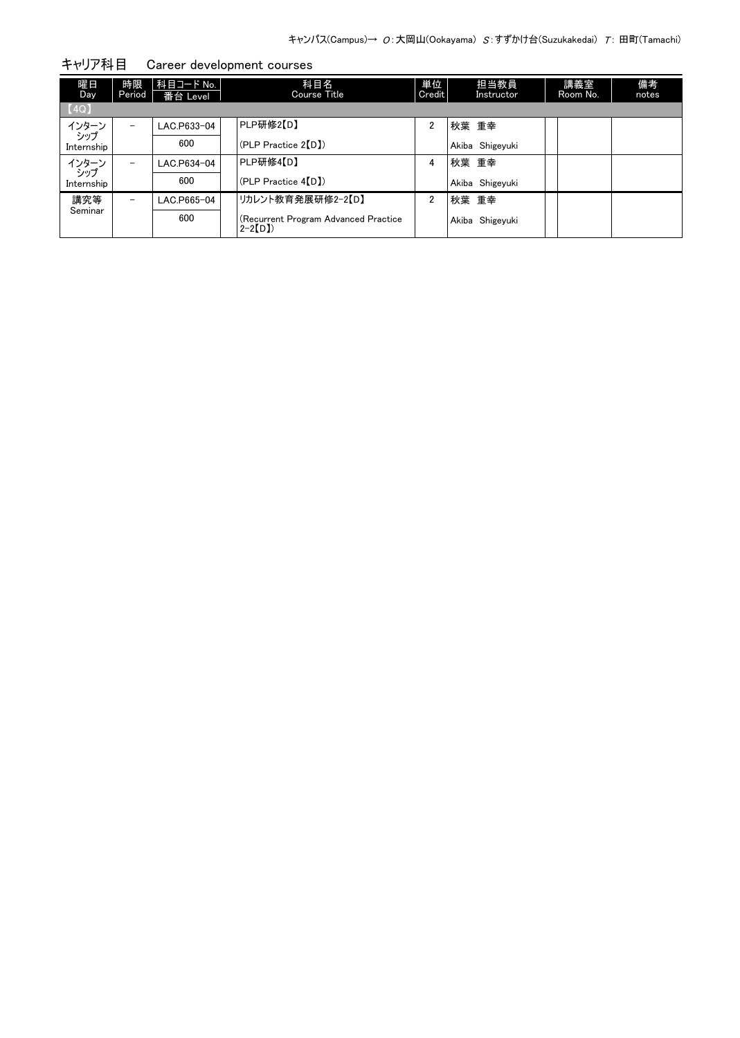キャンパス(Campus)→ O：大岡山(Ookayama) S：すずかけ台(Suzukakedai) T：田町(Tamachi)

## キャリア科目　Career development courses

| 曜日 Day | 時限 Period | 科目コード No. / 番台 Level | 科目名 Course Title | 単位 Credit | 担当教員 Instructor | 講義室 Room No. | 備考 notes |
|---|---|---|---|---|---|---|---|
| 【4Q】 | | | | | | | |
| インターンシップ Internship | – | LAC.P633-04 / 600 | PLP研修2【D】 (PLP Practice 2【D】) | 2 | 秋葉 重幸 Akiba Shigeyuki | | |
| インターンシップ Internship | – | LAC.P634-04 / 600 | PLP研修4【D】 (PLP Practice 4【D】) | 4 | 秋葉 重幸 Akiba Shigeyuki | | |
| 講究等 Seminar | – | LAC.P665-04 / 600 | リカレント教育発展研修2-2【D】 (Recurrent Program Advanced Practice 2-2【D】) | 2 | 秋葉 重幸 Akiba Shigeyuki | | |